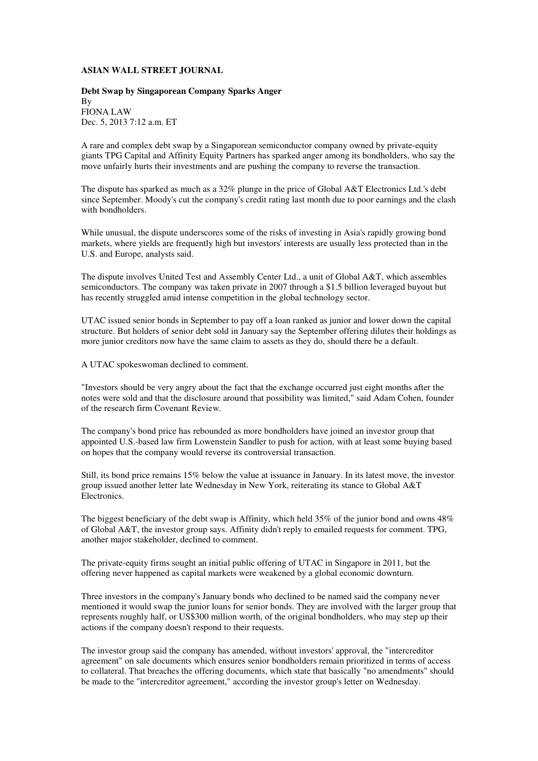**ASIAN WALL STREET JOURNAL**

**Debt Swap by Singaporean Company Sparks Anger**

By
FIONA LAW
Dec. 5, 2013 7:12 a.m. ET

A rare and complex debt swap by a Singaporean semiconductor company owned by private-equity giants TPG Capital and Affinity Equity Partners has sparked anger among its bondholders, who say the move unfairly hurts their investments and are pushing the company to reverse the transaction.

The dispute has sparked as much as a 32% plunge in the price of Global A&T Electronics Ltd.'s debt since September. Moody's cut the company's credit rating last month due to poor earnings and the clash with bondholders.

While unusual, the dispute underscores some of the risks of investing in Asia's rapidly growing bond markets, where yields are frequently high but investors' interests are usually less protected than in the U.S. and Europe, analysts said.

The dispute involves United Test and Assembly Center Ltd., a unit of Global A&T, which assembles semiconductors. The company was taken private in 2007 through a $1.5 billion leveraged buyout but has recently struggled amid intense competition in the global technology sector.

UTAC issued senior bonds in September to pay off a loan ranked as junior and lower down the capital structure. But holders of senior debt sold in January say the September offering dilutes their holdings as more junior creditors now have the same claim to assets as they do, should there be a default.

A UTAC spokeswoman declined to comment.

"Investors should be very angry about the fact that the exchange occurred just eight months after the notes were sold and that the disclosure around that possibility was limited," said Adam Cohen, founder of the research firm Covenant Review.

The company's bond price has rebounded as more bondholders have joined an investor group that appointed U.S.-based law firm Lowenstein Sandler to push for action, with at least some buying based on hopes that the company would reverse its controversial transaction.

Still, its bond price remains 15% below the value at issuance in January. In its latest move, the investor group issued another letter late Wednesday in New York, reiterating its stance to Global A&T Electronics.

The biggest beneficiary of the debt swap is Affinity, which held 35% of the junior bond and owns 48% of Global A&T, the investor group says. Affinity didn't reply to emailed requests for comment. TPG, another major stakeholder, declined to comment.

The private-equity firms sought an initial public offering of UTAC in Singapore in 2011, but the offering never happened as capital markets were weakened by a global economic downturn.

Three investors in the company's January bonds who declined to be named said the company never mentioned it would swap the junior loans for senior bonds. They are involved with the larger group that represents roughly half, or US$300 million worth, of the original bondholders, who may step up their actions if the company doesn't respond to their requests.

The investor group said the company has amended, without investors' approval, the "intercreditor agreement" on sale documents which ensures senior bondholders remain prioritized in terms of access to collateral. That breaches the offering documents, which state that basically "no amendments" should be made to the "intercreditor agreement," according the investor group's letter on Wednesday.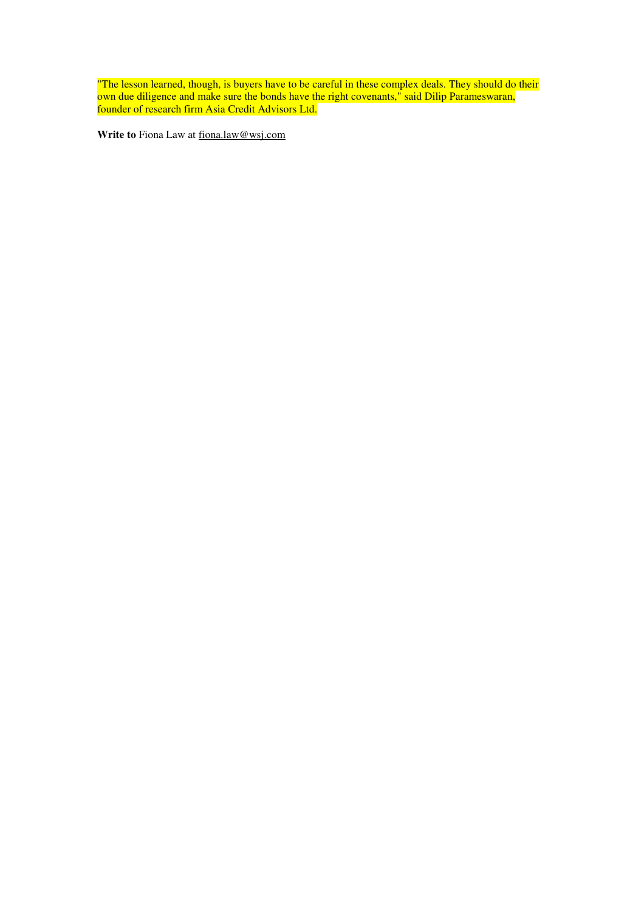"The lesson learned, though, is buyers have to be careful in these complex deals. They should do their own due diligence and make sure the bonds have the right covenants," said Dilip Parameswaran, founder of research firm Asia Credit Advisors Ltd.

**Write to** Fiona Law at fiona.law@wsj.com